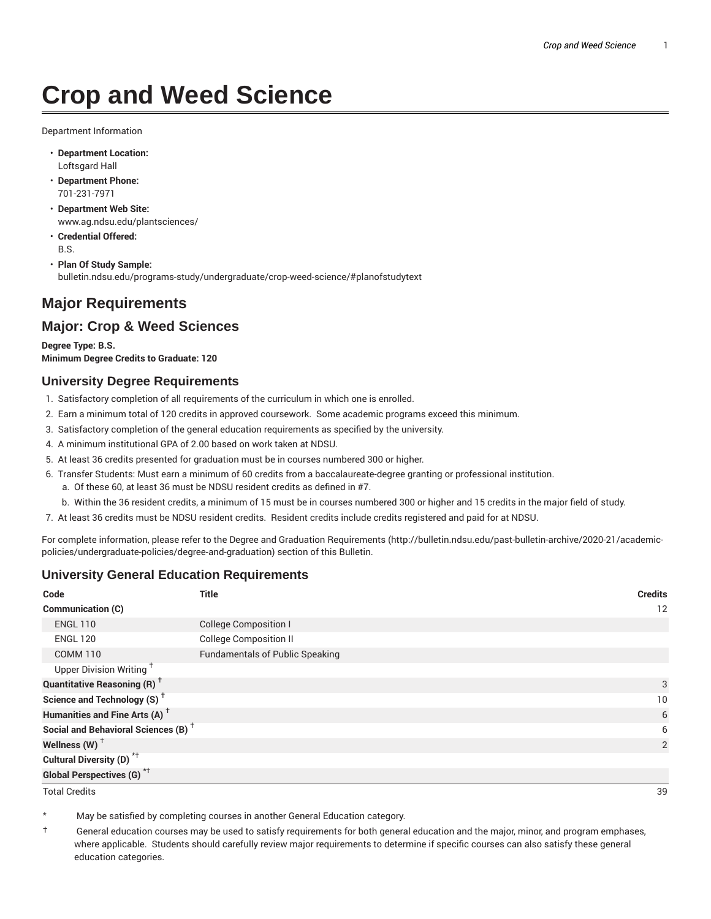# Crop and Weed Science

Department Information

- **Department Location:**
  Loftsgard Hall
- **Department Phone:**
  701-231-7971
- **Department Web Site:**
  www.ag.ndsu.edu/plantsciences/
- **Credential Offered:**
  B.S.
- **Plan Of Study Sample:**
  bulletin.ndsu.edu/programs-study/undergraduate/crop-weed-science/#planofstudytext

## Major Requirements

## Major: Crop & Weed Sciences

**Degree Type: B.S.**
**Minimum Degree Credits to Graduate: 120**

### University Degree Requirements

1. Satisfactory completion of all requirements of the curriculum in which one is enrolled.
2. Earn a minimum total of 120 credits in approved coursework. Some academic programs exceed this minimum.
3. Satisfactory completion of the general education requirements as specified by the university.
4. A minimum institutional GPA of 2.00 based on work taken at NDSU.
5. At least 36 credits presented for graduation must be in courses numbered 300 or higher.
6. Transfer Students: Must earn a minimum of 60 credits from a baccalaureate-degree granting or professional institution.
   a. Of these 60, at least 36 must be NDSU resident credits as defined in #7.
   b. Within the 36 resident credits, a minimum of 15 must be in courses numbered 300 or higher and 15 credits in the major field of study.
7. At least 36 credits must be NDSU resident credits. Resident credits include credits registered and paid for at NDSU.

For complete information, please refer to the Degree and Graduation Requirements (http://bulletin.ndsu.edu/past-bulletin-archive/2020-21/academic-policies/undergraduate-policies/degree-and-graduation) section of this Bulletin.

### University General Education Requirements

| Code | Title | Credits |
|---|---|---|
| **Communication (C)** | | 12 |
| ENGL 110 | College Composition I | |
| ENGL 120 | College Composition II | |
| COMM 110 | Fundamentals of Public Speaking | |
| Upper Division Writing † | | |
| **Quantitative Reasoning (R)** † | | 3 |
| **Science and Technology (S)** † | | 10 |
| **Humanities and Fine Arts (A)** † | | 6 |
| **Social and Behavioral Sciences (B)** † | | 6 |
| **Wellness (W)** † | | 2 |
| **Cultural Diversity (D)** *† | | |
| **Global Perspectives (G)** *† | | |
| Total Credits | | 39 |

\* May be satisfied by completing courses in another General Education category.

† General education courses may be used to satisfy requirements for both general education and the major, minor, and program emphases, where applicable. Students should carefully review major requirements to determine if specific courses can also satisfy these general education categories.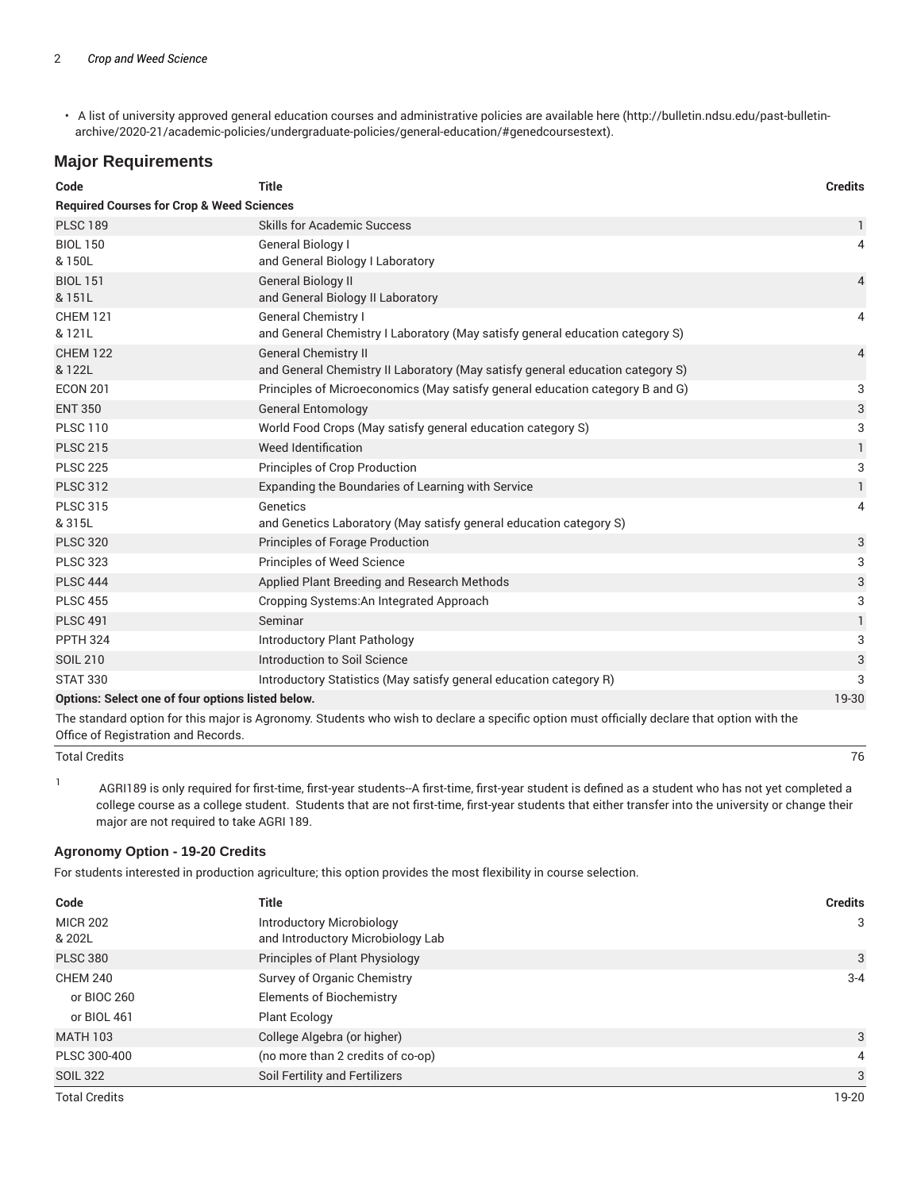- A list of university approved general education courses and administrative policies are available here (http://bulletin.ndsu.edu/past-bulletin-archive/2020-21/academic-policies/undergraduate-policies/general-education/#genedcoursestext).

## Major Requirements

| Code | Title | Credits |
|---|---|---|
| **Required Courses for Crop & Weed Sciences** | | |
| PLSC 189 | Skills for Academic Success | 1 |
| BIOL 150 & 150L | General Biology I and General Biology I Laboratory | 4 |
| BIOL 151 & 151L | General Biology II and General Biology II Laboratory | 4 |
| CHEM 121 & 121L | General Chemistry I and General Chemistry I Laboratory (May satisfy general education category S) | 4 |
| CHEM 122 & 122L | General Chemistry II and General Chemistry II Laboratory (May satisfy general education category S) | 4 |
| ECON 201 | Principles of Microeconomics (May satisfy general education category B and G) | 3 |
| ENT 350 | General Entomology | 3 |
| PLSC 110 | World Food Crops (May satisfy general education category S) | 3 |
| PLSC 215 | Weed Identification | 1 |
| PLSC 225 | Principles of Crop Production | 3 |
| PLSC 312 | Expanding the Boundaries of Learning with Service | 1 |
| PLSC 315 & 315L | Genetics and Genetics Laboratory (May satisfy general education category S) | 4 |
| PLSC 320 | Principles of Forage Production | 3 |
| PLSC 323 | Principles of Weed Science | 3 |
| PLSC 444 | Applied Plant Breeding and Research Methods | 3 |
| PLSC 455 | Cropping Systems:An Integrated Approach | 3 |
| PLSC 491 | Seminar | 1 |
| PPTH 324 | Introductory Plant Pathology | 3 |
| SOIL 210 | Introduction to Soil Science | 3 |
| STAT 330 | Introductory Statistics (May satisfy general education category R) | 3 |
| **Options: Select one of four options listed below.** | | 19-30 |
| The standard option for this major is Agronomy. Students who wish to declare a specific option must officially declare that option with the Office of Registration and Records. | | |
| Total Credits | | 76 |

[1] AGRI189 is only required for first-time, first-year students--A first-time, first-year student is defined as a student who has not yet completed a college course as a college student. Students that are not first-time, first-year students that either transfer into the university or change their major are not required to take AGRI 189.

### Agronomy Option - 19-20 Credits

For students interested in production agriculture; this option provides the most flexibility in course selection.

| Code | Title | Credits |
|---|---|---|
| MICR 202 & 202L | Introductory Microbiology and Introductory Microbiology Lab | 3 |
| PLSC 380 | Principles of Plant Physiology | 3 |
| CHEM 240 | Survey of Organic Chemistry | 3-4 |
| or BIOC 260 | Elements of Biochemistry | |
| or BIOL 461 | Plant Ecology | |
| MATH 103 | College Algebra (or higher) | 3 |
| PLSC 300-400 | (no more than 2 credits of co-op) | 4 |
| SOIL 322 | Soil Fertility and Fertilizers | 3 |
| Total Credits | | 19-20 |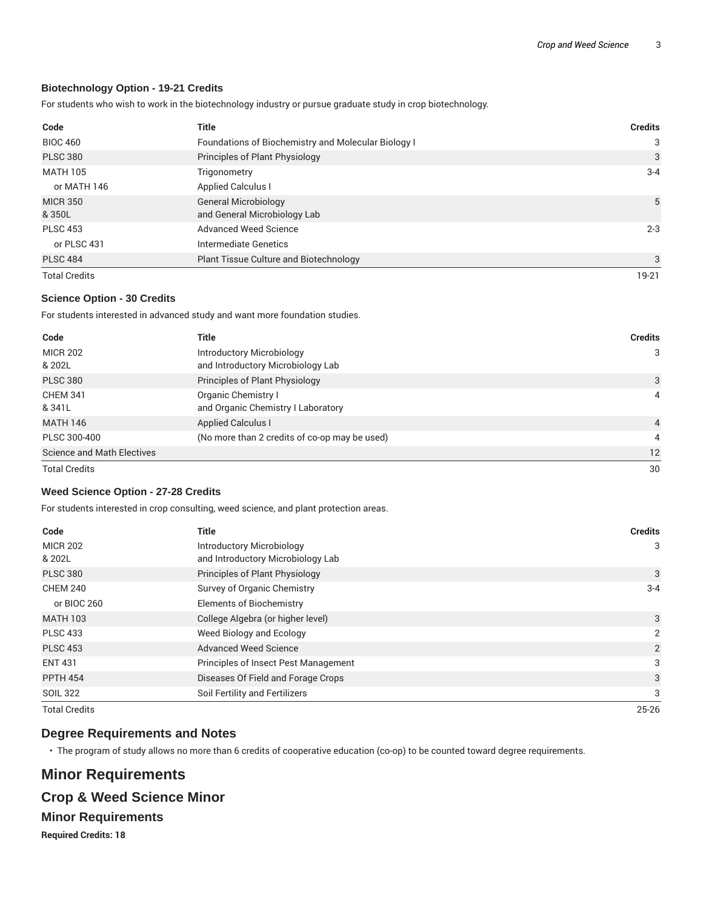### Biotechnology Option - 19-21 Credits

For students who wish to work in the biotechnology industry or pursue graduate study in crop biotechnology.

| Code | Title | Credits |
|---|---|---|
| BIOC 460 | Foundations of Biochemistry and Molecular Biology I | 3 |
| PLSC 380 | Principles of Plant Physiology | 3 |
| MATH 105 | Trigonometry | 3-4 |
| or MATH 146 | Applied Calculus I | |
| MICR 350 & 350L | General Microbiology and General Microbiology Lab | 5 |
| PLSC 453 | Advanced Weed Science | 2-3 |
| or PLSC 431 | Intermediate Genetics | |
| PLSC 484 | Plant Tissue Culture and Biotechnology | 3 |
| Total Credits | | 19-21 |

### Science Option - 30 Credits

For students interested in advanced study and want more foundation studies.

| Code | Title | Credits |
|---|---|---|
| MICR 202 & 202L | Introductory Microbiology and Introductory Microbiology Lab | 3 |
| PLSC 380 | Principles of Plant Physiology | 3 |
| CHEM 341 & 341L | Organic Chemistry I and Organic Chemistry I Laboratory | 4 |
| MATH 146 | Applied Calculus I | 4 |
| PLSC 300-400 | (No more than 2 credits of co-op may be used) | 4 |
| Science and Math Electives | | 12 |
| Total Credits | | 30 |

### Weed Science Option - 27-28 Credits

For students interested in crop consulting, weed science, and plant protection areas.

| Code | Title | Credits |
|---|---|---|
| MICR 202 & 202L | Introductory Microbiology and Introductory Microbiology Lab | 3 |
| PLSC 380 | Principles of Plant Physiology | 3 |
| CHEM 240 | Survey of Organic Chemistry | 3-4 |
| or BIOC 260 | Elements of Biochemistry | |
| MATH 103 | College Algebra (or higher level) | 3 |
| PLSC 433 | Weed Biology and Ecology | 2 |
| PLSC 453 | Advanced Weed Science | 2 |
| ENT 431 | Principles of Insect Pest Management | 3 |
| PPTH 454 | Diseases Of Field and Forage Crops | 3 |
| SOIL 322 | Soil Fertility and Fertilizers | 3 |
| Total Credits | | 25-26 |

## Degree Requirements and Notes

- The program of study allows no more than 6 credits of cooperative education (co-op) to be counted toward degree requirements.

# Minor Requirements

## Crop & Weed Science Minor

### Minor Requirements

**Required Credits: 18**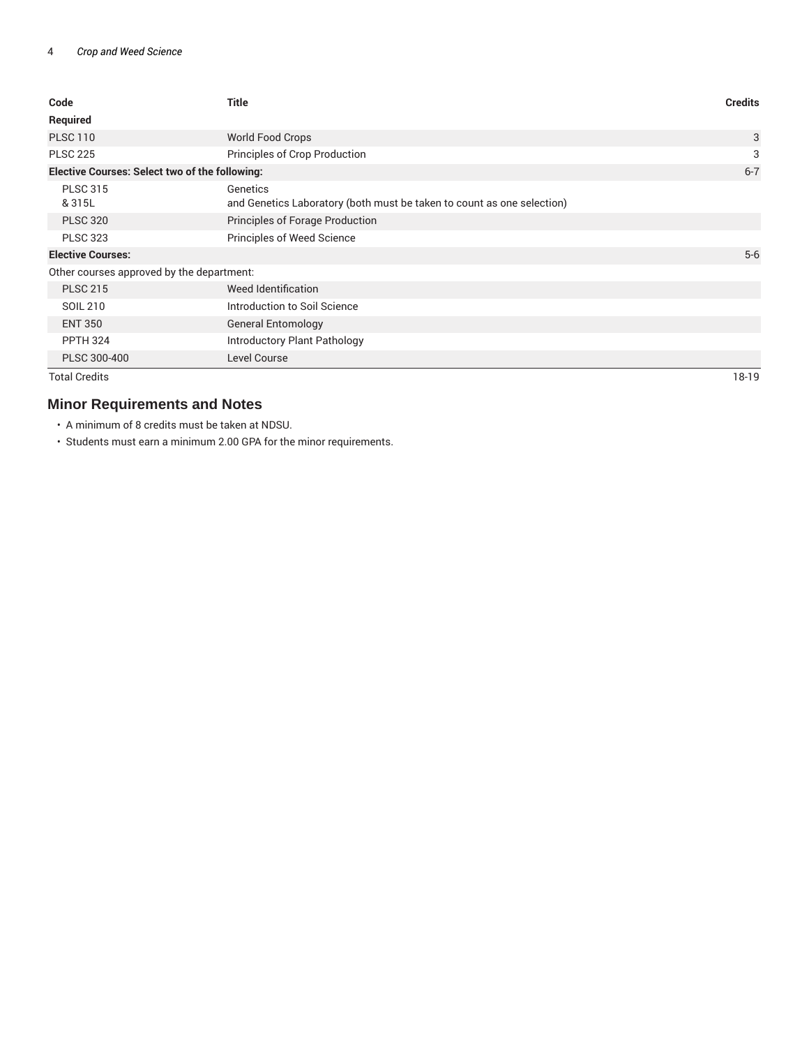| Code | Title | Credits |
| --- | --- | --- |
| **Required** | | |
| PLSC 110 | World Food Crops | 3 |
| PLSC 225 | Principles of Crop Production | 3 |
| **Elective Courses: Select two of the following:** | | 6-7 |
| PLSC 315 & 315L | Genetics and Genetics Laboratory (both must be taken to count as one selection) | |
| PLSC 320 | Principles of Forage Production | |
| PLSC 323 | Principles of Weed Science | |
| **Elective Courses:** | | 5-6 |
| Other courses approved by the department: | | |
| PLSC 215 | Weed Identification | |
| SOIL 210 | Introduction to Soil Science | |
| ENT 350 | General Entomology | |
| PPTH 324 | Introductory Plant Pathology | |
| PLSC 300-400 | Level Course | |
| Total Credits | | 18-19 |

## Minor Requirements and Notes

- A minimum of 8 credits must be taken at NDSU.
- Students must earn a minimum 2.00 GPA for the minor requirements.